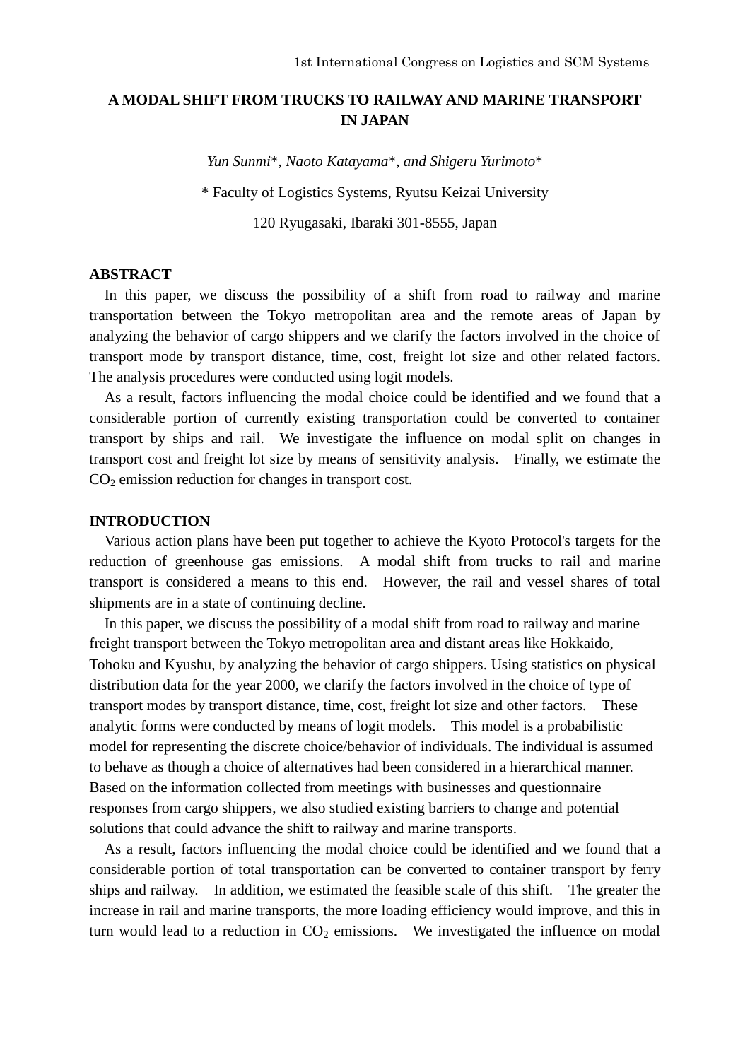# A MODAL SHIFT FROM TRUCKS TO RAILWAY AND MARINE TRANSPORT IN JAPAN

*Yun Sunmi*\*, *Naoto Katayama*\*, *and Shigeru Yurimoto*\*

\* Faculty of Logistics Systems, Ryutsu Keizai University

120 Ryugasaki, Ibaraki 301-8555, Japan

## ABSTRACT

In this paper, we discuss the possibility of a shift from road to railway and marine transportation between the Tokyo metropolitan area and the remote areas of Japan by analyzing the behavior of cargo shippers and we clarify the factors involved in the choice of transport mode by transport distance, time, cost, freight lot size and other related factors. The analysis procedures were conducted using logit models.

As a result, factors influencing the modal choice could be identified and we found that a considerable portion of currently existing transportation could be converted to container transport by ships and rail. We investigate the influence on modal split on changes in transport cost and freight lot size by means of sensitivity analysis. Finally, we estimate the $CO_2$ emission reduction for changes in transport cost.

## INTRODUCTION

Various action plans have been put together to achieve the Kyoto Protocol's targets for the reduction of greenhouse gas emissions. A modal shift from trucks to rail and marine transport is considered a means to this end. However, the rail and vessel shares of total shipments are in a state of continuing decline.

In this paper, we discuss the possibility of a modal shift from road to railway and marine freight transport between the Tokyo metropolitan area and distant areas like Hokkaido, Tohoku and Kyushu, by analyzing the behavior of cargo shippers. Using statistics on physical distribution data for the year 2000, we clarify the factors involved in the choice of type of transport modes by transport distance, time, cost, freight lot size and other factors. These analytic forms were conducted by means of logit models. This model is a probabilistic model for representing the discrete choice/behavior of individuals. The individual is assumed to behave as though a choice of alternatives had been considered in a hierarchical manner. Based on the information collected from meetings with businesses and questionnaire responses from cargo shippers, we also studied existing barriers to change and potential solutions that could advance the shift to railway and marine transports.

As a result, factors influencing the modal choice could be identified and we found that a considerable portion of total transportation can be converted to container transport by ferry ships and railway. In addition, we estimated the feasible scale of this shift. The greater the increase in rail and marine transports, the more loading efficiency would improve, and this in turn would lead to a reduction in $CO_2$ emissions. We investigated the influence on modal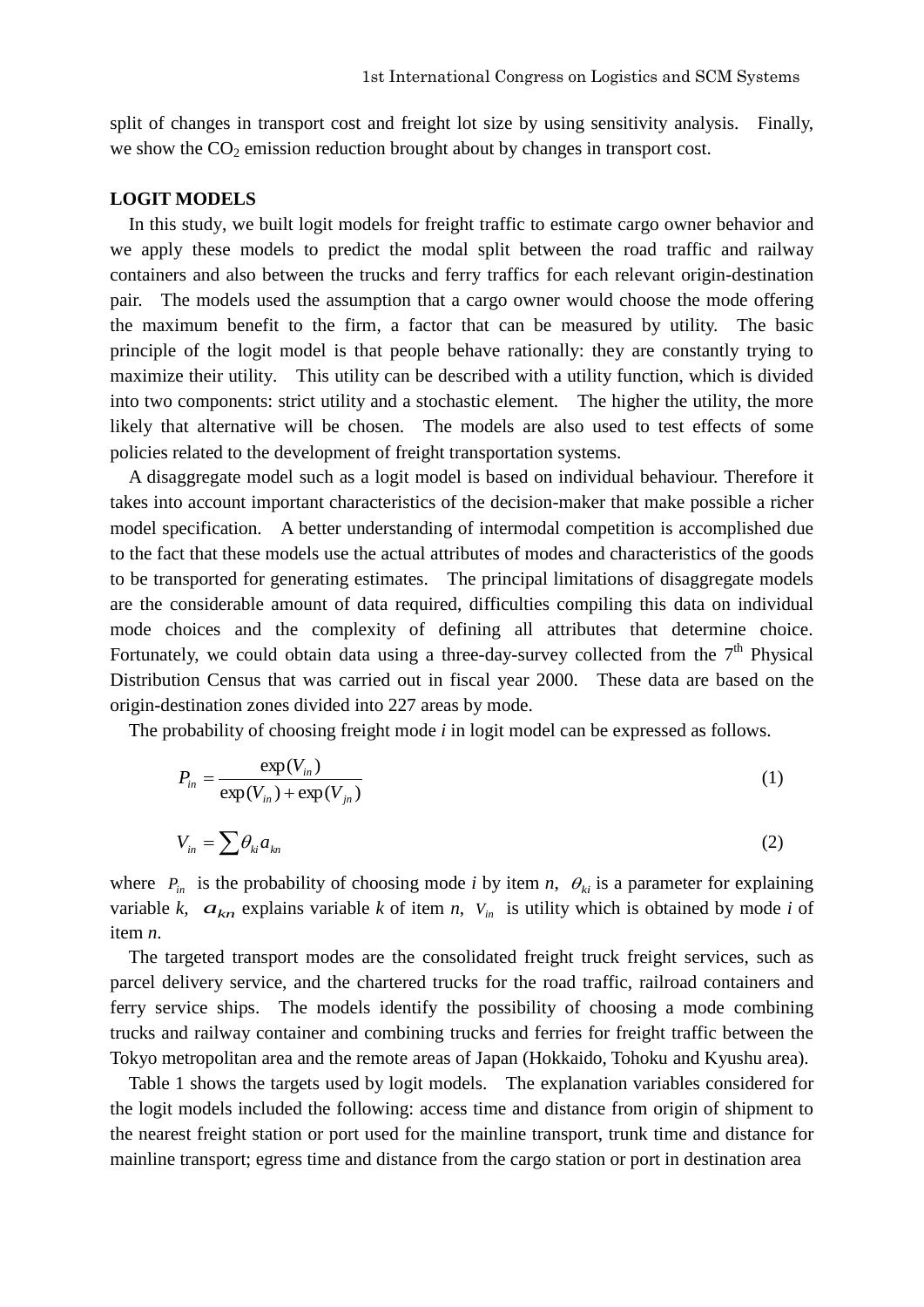split of changes in transport cost and freight lot size by using sensitivity analysis. Finally, we show the $CO_2$ emission reduction brought about by changes in transport cost.

## LOGIT MODELS

In this study, we built logit models for freight traffic to estimate cargo owner behavior and we apply these models to predict the modal split between the road traffic and railway containers and also between the trucks and ferry traffics for each relevant origin-destination pair. The models used the assumption that a cargo owner would choose the mode offering the maximum benefit to the firm, a factor that can be measured by utility. The basic principle of the logit model is that people behave rationally: they are constantly trying to maximize their utility. This utility can be described with a utility function, which is divided into two components: strict utility and a stochastic element. The higher the utility, the more likely that alternative will be chosen. The models are also used to test effects of some policies related to the development of freight transportation systems.

A disaggregate model such as a logit model is based on individual behaviour. Therefore it takes into account important characteristics of the decision-maker that make possible a richer model specification. A better understanding of intermodal competition is accomplished due to the fact that these models use the actual attributes of modes and characteristics of the goods to be transported for generating estimates. The principal limitations of disaggregate models are the considerable amount of data required, difficulties compiling this data on individual mode choices and the complexity of defining all attributes that determine choice. Fortunately, we could obtain data using a three-day-survey collected from the 7th Physical Distribution Census that was carried out in fiscal year 2000. These data are based on the origin-destination zones divided into 227 areas by mode.

The probability of choosing freight mode *i* in logit model can be expressed as follows.

$$P_{in} = \frac{\exp(V_{in})}{\exp(V_{in}) + \exp(V_{jn})} \tag{1}$$

$$V_{in} = \sum \theta_{ki} a_{kn} \tag{2}$$

where $P_{in}$ is the probability of choosing mode *i* by item *n*, $\theta_{ki}$ is a parameter for explaining variable *k*, $a_{kn}$ explains variable *k* of item *n*, $V_{in}$ is utility which is obtained by mode *i* of item *n*.

The targeted transport modes are the consolidated freight truck freight services, such as parcel delivery service, and the chartered trucks for the road traffic, railroad containers and ferry service ships. The models identify the possibility of choosing a mode combining trucks and railway container and combining trucks and ferries for freight traffic between the Tokyo metropolitan area and the remote areas of Japan (Hokkaido, Tohoku and Kyushu area).

Table 1 shows the targets used by logit models. The explanation variables considered for the logit models included the following: access time and distance from origin of shipment to the nearest freight station or port used for the mainline transport, trunk time and distance for mainline transport; egress time and distance from the cargo station or port in destination area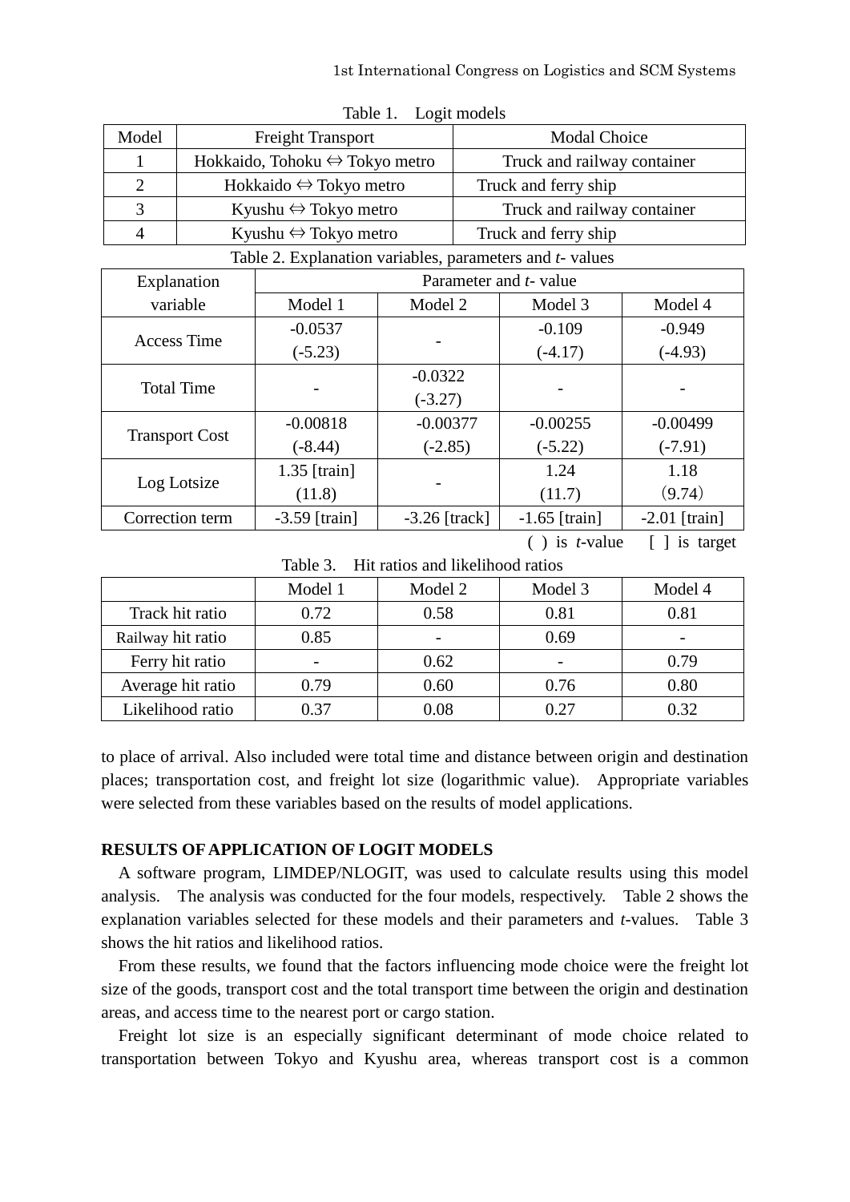Table 1. Logit models

| Model | Freight Transport | Modal Choice |
|---|---|---|
| 1 | Hokkaido, Tohoku ⇔ Tokyo metro | Truck and railway container |
| 2 | Hokkaido ⇔ Tokyo metro | Truck and ferry ship |
| 3 | Kyushu ⇔ Tokyo metro | Truck and railway container |
| 4 | Kyushu ⇔ Tokyo metro | Truck and ferry ship |

Table 2. Explanation variables, parameters and *t*- values

| Explanation variable | Parameter and *t*- value | | | |
|---|---|---|---|---|
| | Model 1 | Model 2 | Model 3 | Model 4 |
| Access Time | -0.0537 (-5.23) | - | -0.109 (-4.17) | -0.949 (-4.93) |
| Total Time | - | -0.0322 (-3.27) | - | - |
| Transport Cost | -0.00818 (-8.44) | -0.00377 (-2.85) | -0.00255 (-5.22) | -0.00499 (-7.91) |
| Log Lotsize | 1.35 [train] (11.8) | - | 1.24 (11.7) | 1.18 (9.74) |
| Correction term | -3.59 [train] | -3.26 [track] | -1.65 [train] | -2.01 [train] |

( ) is *t*-value [ ] is target

Table 3. Hit ratios and likelihood ratios

| | Model 1 | Model 2 | Model 3 | Model 4 |
|---|---|---|---|---|
| Track hit ratio | 0.72 | 0.58 | 0.81 | 0.81 |
| Railway hit ratio | 0.85 | - | 0.69 | - |
| Ferry hit ratio | - | 0.62 | - | 0.79 |
| Average hit ratio | 0.79 | 0.60 | 0.76 | 0.80 |
| Likelihood ratio | 0.37 | 0.08 | 0.27 | 0.32 |

to place of arrival. Also included were total time and distance between origin and destination places; transportation cost, and freight lot size (logarithmic value). Appropriate variables were selected from these variables based on the results of model applications.

## RESULTS OF APPLICATION OF LOGIT MODELS

A software program, LIMDEP/NLOGIT, was used to calculate results using this model analysis. The analysis was conducted for the four models, respectively. Table 2 shows the explanation variables selected for these models and their parameters and *t*-values. Table 3 shows the hit ratios and likelihood ratios.

From these results, we found that the factors influencing mode choice were the freight lot size of the goods, transport cost and the total transport time between the origin and destination areas, and access time to the nearest port or cargo station.

Freight lot size is an especially significant determinant of mode choice related to transportation between Tokyo and Kyushu area, whereas transport cost is a common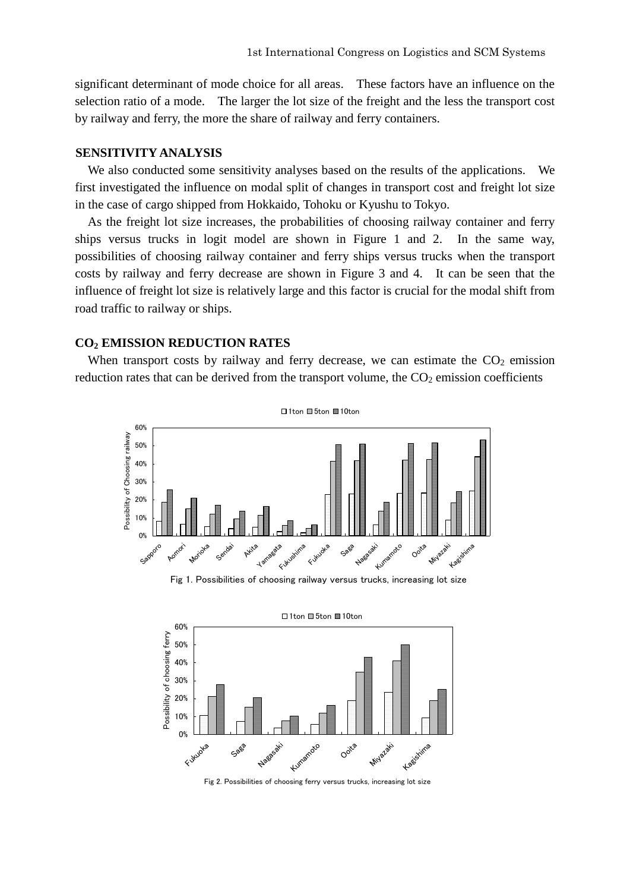significant determinant of mode choice for all areas. These factors have an influence on the selection ratio of a mode. The larger the lot size of the freight and the less the transport cost by railway and ferry, the more the share of railway and ferry containers.

## SENSITIVITY ANALYSIS

We also conducted some sensitivity analyses based on the results of the applications. We first investigated the influence on modal split of changes in transport cost and freight lot size in the case of cargo shipped from Hokkaido, Tohoku or Kyushu to Tokyo.

As the freight lot size increases, the probabilities of choosing railway container and ferry ships versus trucks in logit model are shown in Figure 1 and 2. In the same way, possibilities of choosing railway container and ferry ships versus trucks when the transport costs by railway and ferry decrease are shown in Figure 3 and 4. It can be seen that the influence of freight lot size is relatively large and this factor is crucial for the modal shift from road traffic to railway or ships.

## $CO_2$ EMISSION REDUCTION RATES

When transport costs by railway and ferry decrease, we can estimate the $CO_2$ emission reduction rates that can be derived from the transport volume, the $CO_2$ emission coefficients

□1ton □5ton ■10ton

Possibility of Choosing railway

60%
50%
40%
30%
20%
10%
0%

Sapporo Aomori Morioka Sendai Akita Yamagata Fukushima Fukuoka Saga Nagasaki Kumamoto Ooita Miyazaki Kagishima

Fig 1. Possibilities of choosing railway versus trucks, increasing lot size

□1ton □5ton ■10ton

Possibility of choosing ferry

60%
50%
40%
30%
20%
10%
0%

Fukuoka Saga Nagasaki Kumamoto Ooita Miyazaki Kagishima

Fig 2. Possibilities of choosing ferry versus trucks, increasing lot size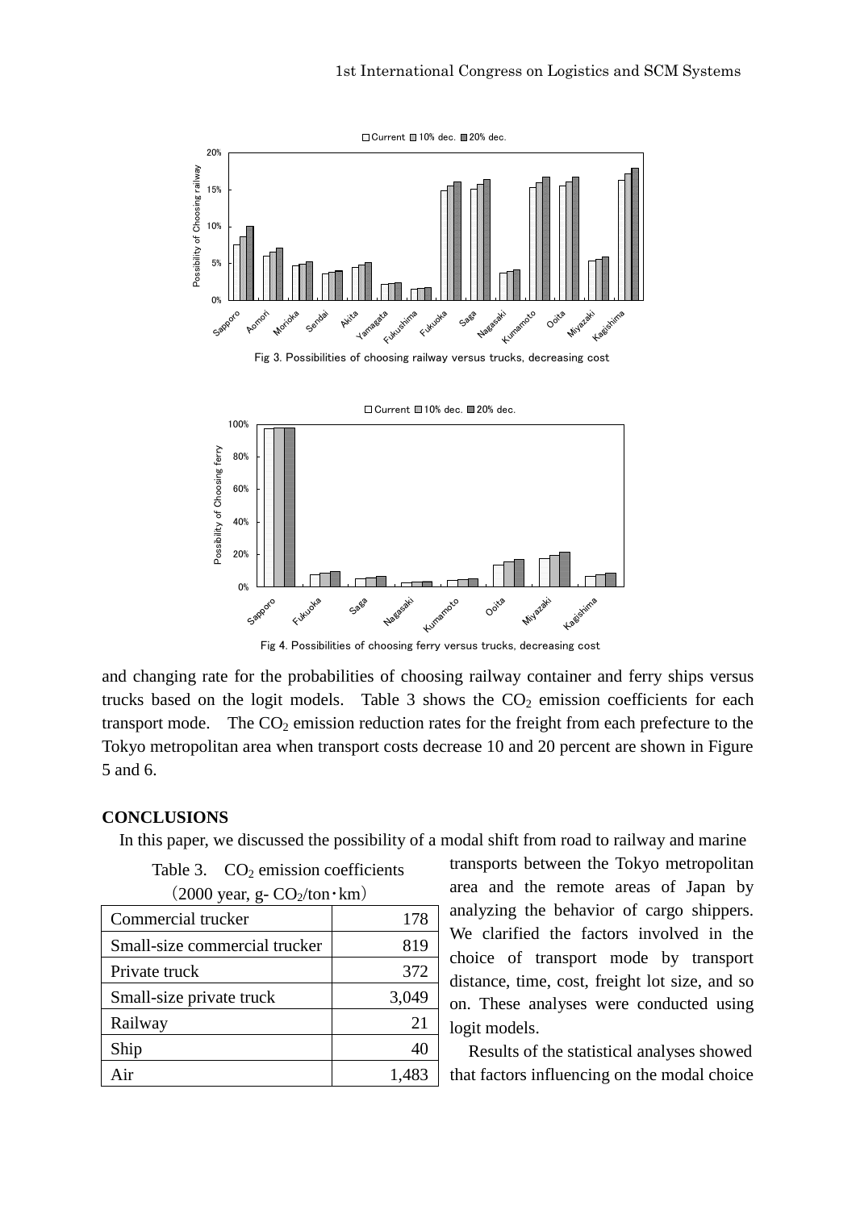□Current □10% dec. □20% dec.

Possibility of Choosing railway

20%
15%
10%
5%
0%

Sapporo Aomori Morioka Sendai Akita Yamagata Fukushima Fukuoka Saga Nagasaki Kumamoto Ooita Miyazaki Kagishima

Fig 3. Possibilities of choosing railway versus trucks, decreasing cost

□Current □10% dec. □20% dec.

Possibility of Choosing ferry

100%
80%
60%
40%
20%
0%

Sapporo Fukuoka Saga Nagasaki Kumamoto Ooita Miyazaki Kagishima

Fig 4. Possibilities of choosing ferry versus trucks, decreasing cost

and changing rate for the probabilities of choosing railway container and ferry ships versus trucks based on the logit models. Table 3 shows the $CO_2$ emission coefficients for each transport mode. The $CO_2$ emission reduction rates for the freight from each prefecture to the Tokyo metropolitan area when transport costs decrease 10 and 20 percent are shown in Figure 5 and 6.

## CONCLUSIONS

In this paper, we discussed the possibility of a modal shift from road to railway and marine transports between the Tokyo metropolitan area and the remote areas of Japan by analyzing the behavior of cargo shippers. We clarified the factors involved in the choice of transport mode by transport distance, time, cost, freight lot size, and so on. These analyses were conducted using logit models.

Results of the statistical analyses showed that factors influencing on the modal choice

Table 3. $CO_2$ emission coefficients
(2000 year, g- $CO_2$/ton・km)

| | |
|---|---|
| Commercial trucker | 178 |
| Small-size commercial trucker | 819 |
| Private truck | 372 |
| Small-size private truck | 3,049 |
| Railway | 21 |
| Ship | 40 |
| Air | 1,483 |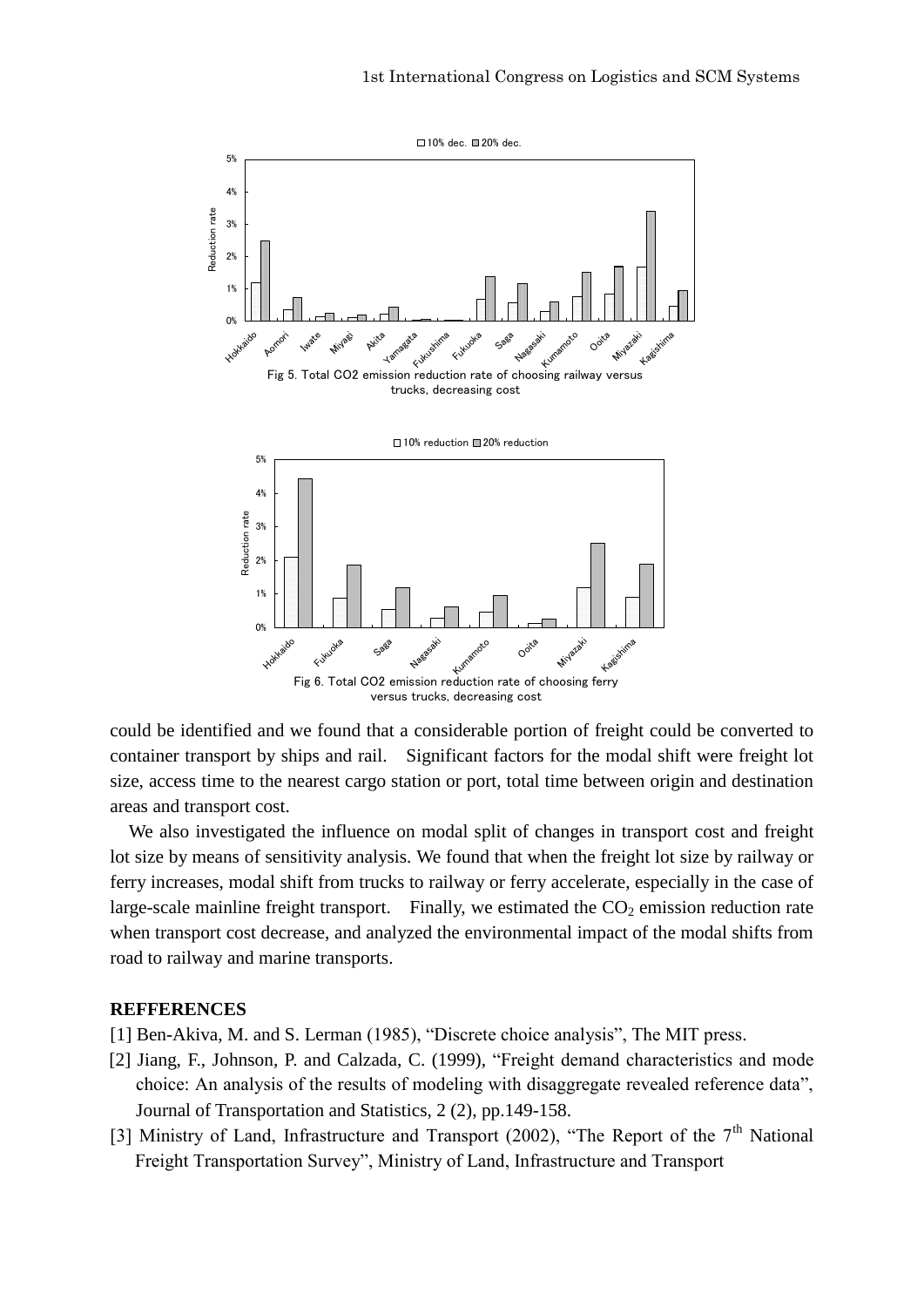□10% dec. ■20% dec.

5%
4%
3%
2%
1%
0%

Reduction rate

Hokkaido Aomori Iwate Miyagi Akita Yamagata Fukushima Fukuoka Saga Nagasaki Kumamoto Ooita Miyazaki Kagishima

Fig 5. Total CO2 emission reduction rate of choosing railway versus trucks, decreasing cost

□10% reduction ■20% reduction

5%
4%
3%
2%
1%
0%

Reduction rate

Hokkaido Fukuoka Saga Nagasaki Kumamoto Ooita Miyazaki Kagishima

Fig 6. Total CO2 emission reduction rate of choosing ferry versus trucks, decreasing cost

could be identified and we found that a considerable portion of freight could be converted to container transport by ships and rail. Significant factors for the modal shift were freight lot size, access time to the nearest cargo station or port, total time between origin and destination areas and transport cost.

We also investigated the influence on modal split of changes in transport cost and freight lot size by means of sensitivity analysis. We found that when the freight lot size by railway or ferry increases, modal shift from trucks to railway or ferry accelerate, especially in the case of large-scale mainline freight transport. Finally, we estimated the $CO_2$ emission reduction rate when transport cost decrease, and analyzed the environmental impact of the modal shifts from road to railway and marine transports.

## REFFERENCES

[1] Ben-Akiva, M. and S. Lerman (1985), "Discrete choice analysis", The MIT press.

[2] Jiang, F., Johnson, P. and Calzada, C. (1999), "Freight demand characteristics and mode choice: An analysis of the results of modeling with disaggregate revealed reference data", Journal of Transportation and Statistics, 2 (2), pp.149-158.

[3] Ministry of Land, Infrastructure and Transport (2002), "The Report of the 7th National Freight Transportation Survey", Ministry of Land, Infrastructure and Transport